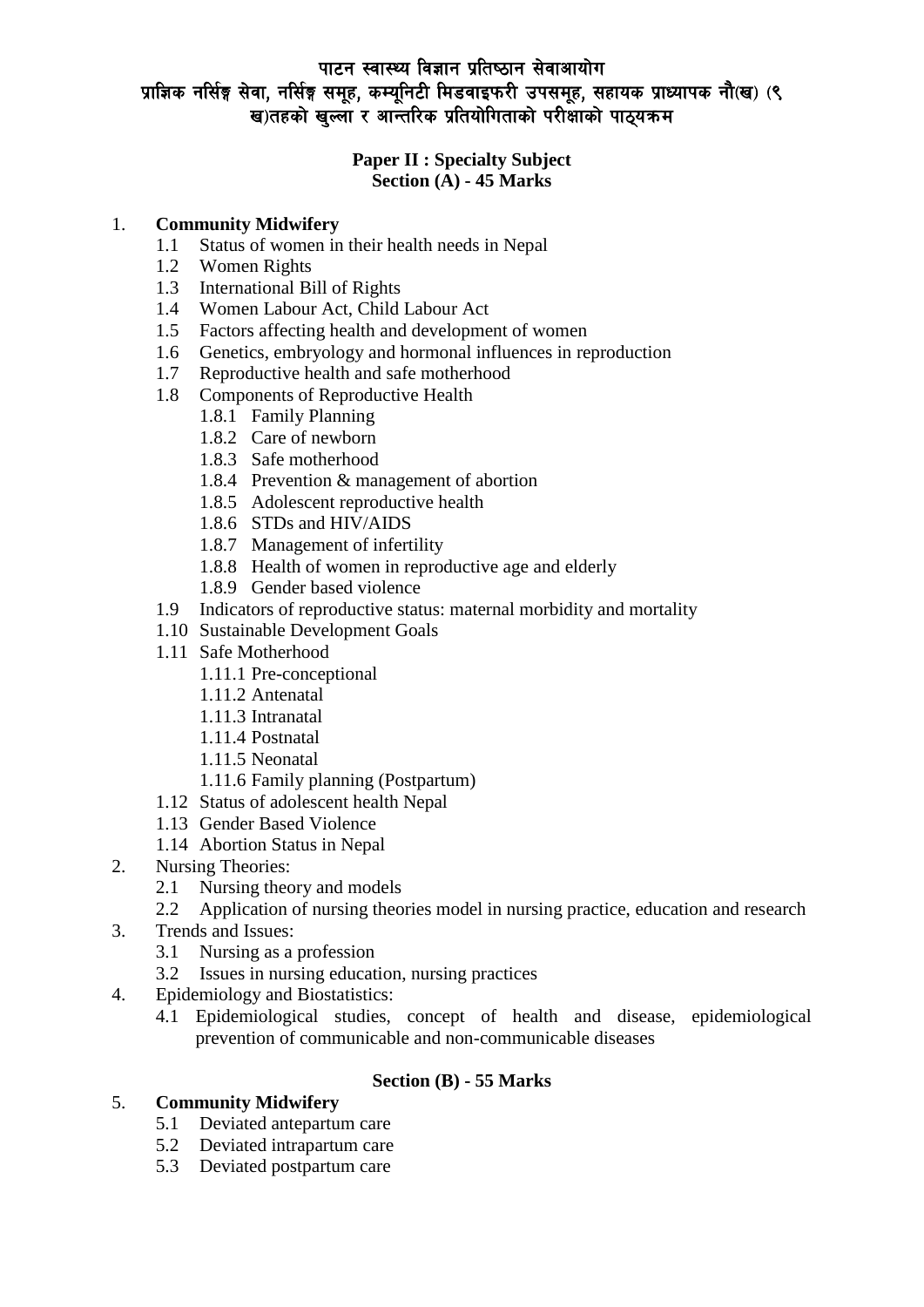# पाटन स्वास्थ्य विज्ञान प्रतिष्ठान सेवाआयोग

## प्राज्ञिक नर्सिङ्ग सेवा, नर्सिङ्ग समूह, कम्यूनिटी मिडवाइफरी उपसमूह, सहायक प्राध्यापक नौ(ख) (९ ख)तहको खुल्ला र आन्तरिक प्रतियोगिताको परीक्षाको पाठ्यक्रम

**Paper II : Specialty Subject**
**Section (A) - 45 Marks**

1. **Community Midwifery**
   - 1.1 Status of women in their health needs in Nepal
   - 1.2 Women Rights
   - 1.3 International Bill of Rights
   - 1.4 Women Labour Act, Child Labour Act
   - 1.5 Factors affecting health and development of women
   - 1.6 Genetics, embryology and hormonal influences in reproduction
   - 1.7 Reproductive health and safe motherhood
   - 1.8 Components of Reproductive Health
     - 1.8.1 Family Planning
     - 1.8.2 Care of newborn
     - 1.8.3 Safe motherhood
     - 1.8.4 Prevention & management of abortion
     - 1.8.5 Adolescent reproductive health
     - 1.8.6 STDs and HIV/AIDS
     - 1.8.7 Management of infertility
     - 1.8.8 Health of women in reproductive age and elderly
     - 1.8.9 Gender based violence
   - 1.9 Indicators of reproductive status: maternal morbidity and mortality
   - 1.10 Sustainable Development Goals
   - 1.11 Safe Motherhood
     - 1.11.1 Pre-conceptional
     - 1.11.2 Antenatal
     - 1.11.3 Intranatal
     - 1.11.4 Postnatal
     - 1.11.5 Neonatal
     - 1.11.6 Family planning (Postpartum)
   - 1.12 Status of adolescent health Nepal
   - 1.13 Gender Based Violence
   - 1.14 Abortion Status in Nepal
2. Nursing Theories:
   - 2.1 Nursing theory and models
   - 2.2 Application of nursing theories model in nursing practice, education and research
3. Trends and Issues:
   - 3.1 Nursing as a profession
   - 3.2 Issues in nursing education, nursing practices
4. Epidemiology and Biostatistics:
   - 4.1 Epidemiological studies, concept of health and disease, epidemiological prevention of communicable and non-communicable diseases

**Section (B) - 55 Marks**

5. **Community Midwifery**
   - 5.1 Deviated antepartum care
   - 5.2 Deviated intrapartum care
   - 5.3 Deviated postpartum care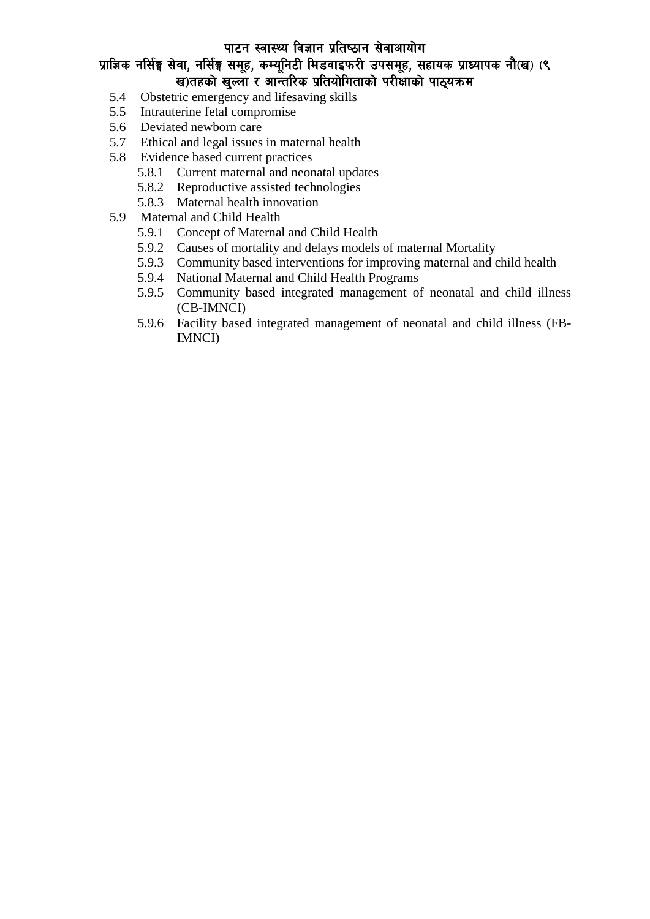- 5.4 Obstetric emergency and lifesaving skills
- 5.5 Intrauterine fetal compromise
- 5.6 Deviated newborn care
- 5.7 Ethical and legal issues in maternal health
- 5.8 Evidence based current practices
  - 5.8.1 Current maternal and neonatal updates
  - 5.8.2 Reproductive assisted technologies
  - 5.8.3 Maternal health innovation
- 5.9 Maternal and Child Health
  - 5.9.1 Concept of Maternal and Child Health
  - 5.9.2 Causes of mortality and delays models of maternal Mortality
  - 5.9.3 Community based interventions for improving maternal and child health
  - 5.9.4 National Maternal and Child Health Programs
  - 5.9.5 Community based integrated management of neonatal and child illness (CB-IMNCI)
  - 5.9.6 Facility based integrated management of neonatal and child illness (FB-IMNCI)